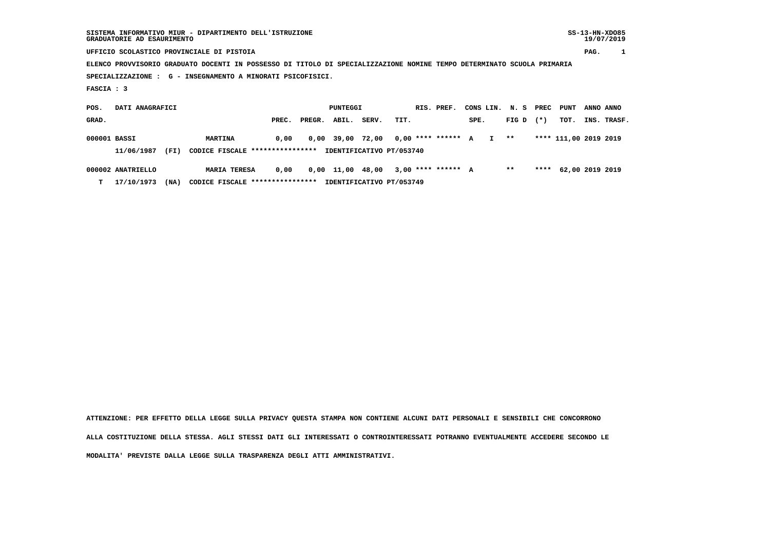SISTEMA INFORMATIVO MIUR - DIPARTIMENTO DELL'ISTRUZIONE
GRADUATORIE AD ESAURIMENTO

SS-13-HN-XDO85
19/07/2019

UFFICIO SCOLASTICO PROVINCIALE DI PISTOIA

ELENCO PROVVISORIO GRADUATO DOCENTI IN POSSESSO DI TITOLO DI SPECIALIZZAZIONE NOMINE TEMPO DETERMINATO SCUOLA PRIMARIA

SPECIALIZZAZIONE : G - INSEGNAMENTO A MINORATI PSICOFISICI.

FASCIA : 3

| POS. GRAD. | DATI ANAGRAFICI | | PUNTEGGI PREC. | PREGR. | ABIL. | SERV. | TIT. | RIS. | PREF. | CONS SPE. | LIN. | N. S FIG D | PREC (*) | PUNT TOT. | ANNO INS. | ANNO TRASF. |
|---|---|---|---|---|---|---|---|---|---|---|---|---|---|---|---|---|
| 000001 | BASSI | MARTINA | 0,00 | 0,00 | 39,00 | 72,00 | 0,00 | **** | ****** | A | I | ** | **** | 111,00 | 2019 | 2019 |
| | 11/06/1987 (FI) | CODICE FISCALE **************** | IDENTIFICATIVO PT/053740 | | | | | | | | | | | | | |
| 000002 | ANATRIELLO | MARIA TERESA | 0,00 | 0,00 | 11,00 | 48,00 | 3,00 | **** | ****** | A | | ** | **** | 62,00 | 2019 | 2019 |
| T | 17/10/1973 (NA) | CODICE FISCALE **************** | IDENTIFICATIVO PT/053749 | | | | | | | | | | | | | |

ATTENZIONE: PER EFFETTO DELLA LEGGE SULLA PRIVACY QUESTA STAMPA NON CONTIENE ALCUNI DATI PERSONALI E SENSIBILI CHE CONCORRONO ALLA COSTITUZIONE DELLA STESSA. AGLI STESSI DATI GLI INTERESSATI O CONTROINTERESSATI POTRANNO EVENTUALMENTE ACCEDERE SECONDO LE MODALITA' PREVISTE DALLA LEGGE SULLA TRASPARENZA DEGLI ATTI AMMINISTRATIVI.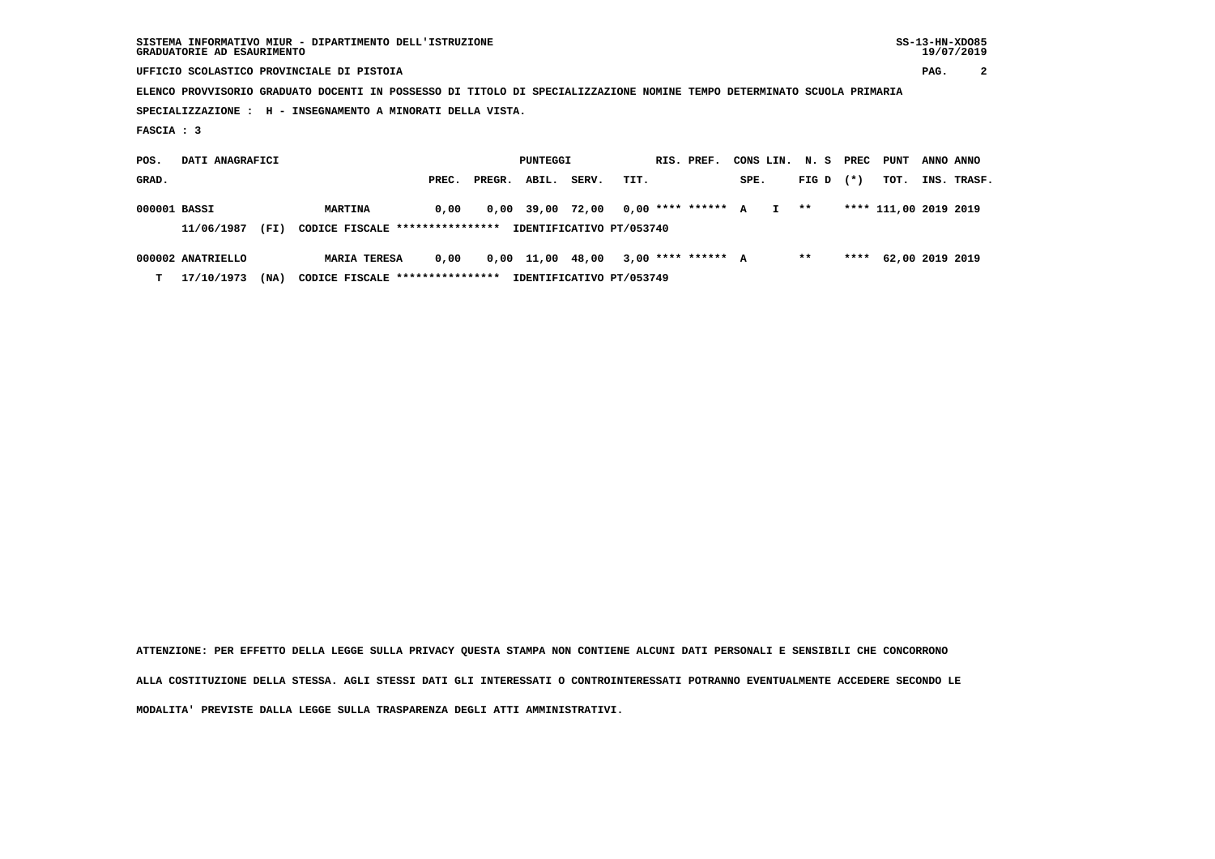SISTEMA INFORMATIVO MIUR - DIPARTIMENTO DELL'ISTRUZIONE
GRADUATORIE AD ESAURIMENTO

UFFICIO SCOLASTICO PROVINCIALE DI PISTOIA

ELENCO PROVVISORIO GRADUATO DOCENTI IN POSSESSO DI TITOLO DI SPECIALIZZAZIONE NOMINE TEMPO DETERMINATO SCUOLA PRIMARIA

SPECIALIZZAZIONE : H - INSEGNAMENTO A MINORATI DELLA VISTA.

FASCIA : 3

| POS. GRAD. | DATI ANAGRAFICI | | | PUNTEGGI PREC. | PREGR. | ABIL. | SERV. | TIT. | RIS. PREF. | CONS LIN. SPE. | N. S FIG D | PREC (*) | PUNT TOT. | ANNO INS. | ANNO TRASF. |
|---|---|---|---|---|---|---|---|---|---|---|---|---|---|---|---|
| 000001 | BASSI | | MARTINA | 0,00 | 0,00 | 39,00 | 72,00 | 0,00 | **** ****** | A I | ** | **** | 111,00 | 2019 | 2019 |
| | 11/06/1987 | (FI) | CODICE FISCALE **************** | IDENTIFICATIVO PT/053740 | | | | | | | | | | | |
| 000002 | ANATRIELLO | | MARIA TERESA | 0,00 | 0,00 | 11,00 | 48,00 | 3,00 | **** ****** | A | ** | **** | 62,00 | 2019 | 2019 |
| T | 17/10/1973 | (NA) | CODICE FISCALE **************** | IDENTIFICATIVO PT/053749 | | | | | | | | | | | |

ATTENZIONE: PER EFFETTO DELLA LEGGE SULLA PRIVACY QUESTA STAMPA NON CONTIENE ALCUNI DATI PERSONALI E SENSIBILI CHE CONCORRONO ALLA COSTITUZIONE DELLA STESSA. AGLI STESSI DATI GLI INTERESSATI O CONTROINTERESSATI POTRANNO EVENTUALMENTE ACCEDERE SECONDO LE MODALITA' PREVISTE DALLA LEGGE SULLA TRASPARENZA DEGLI ATTI AMMINISTRATIVI.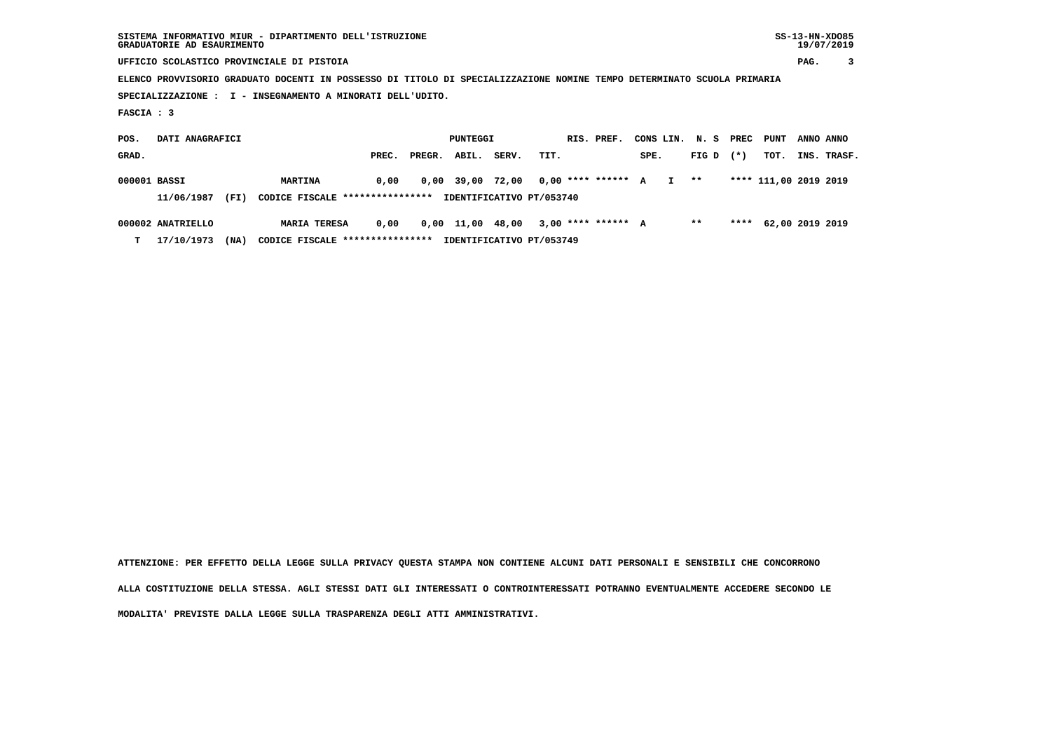SISTEMA INFORMATIVO MIUR - DIPARTIMENTO DELL'ISTRUZIONE
GRADUATORIE AD ESAURIMENTO

SS-13-HN-XDO85
19/07/2019

UFFICIO SCOLASTICO PROVINCIALE DI PISTOIA

ELENCO PROVVISORIO GRADUATO DOCENTI IN POSSESSO DI TITOLO DI SPECIALIZZAZIONE NOMINE TEMPO DETERMINATO SCUOLA PRIMARIA

SPECIALIZZAZIONE : I - INSEGNAMENTO A MINORATI DELL'UDITO.

FASCIA : 3

| POS. GRAD. | DATI ANAGRAFICI | | | PREC. | PREGR. | ABIL. | SERV. | TIT. | RIS. | PREF. | CONS LIN. SPE. | N. S FIG D | PREC (*) | PUNT TOT. | ANNO INS. | ANNO TRASF. |
|---|---|---|---|---|---|---|---|---|---|---|---|---|---|---|---|---|
| 000001 | BASSI | | MARTINA | 0,00 | 0,00 | 39,00 | 72,00 | 0,00 | **** | ****** | A | I | ** | **** 111,00 | 2019 | 2019 |
| | 11/06/1987 | (FI) | CODICE FISCALE **************** | IDENTIFICATIVO PT/053740 | | | | | | | | | | | | |
| 000002 | ANATRIELLO | | MARIA TERESA | 0,00 | 0,00 | 11,00 | 48,00 | 3,00 | **** | ****** | A | ** | **** | 62,00 | 2019 | 2019 |
| T | 17/10/1973 | (NA) | CODICE FISCALE **************** | IDENTIFICATIVO PT/053749 | | | | | | | | | | | | |

ATTENZIONE: PER EFFETTO DELLA LEGGE SULLA PRIVACY QUESTA STAMPA NON CONTIENE ALCUNI DATI PERSONALI E SENSIBILI CHE CONCORRONO ALLA COSTITUZIONE DELLA STESSA. AGLI STESSI DATI GLI INTERESSATI O CONTROINTERESSATI POTRANNO EVENTUALMENTE ACCEDERE SECONDO LE MODALITA' PREVISTE DALLA LEGGE SULLA TRASPARENZA DEGLI ATTI AMMINISTRATIVI.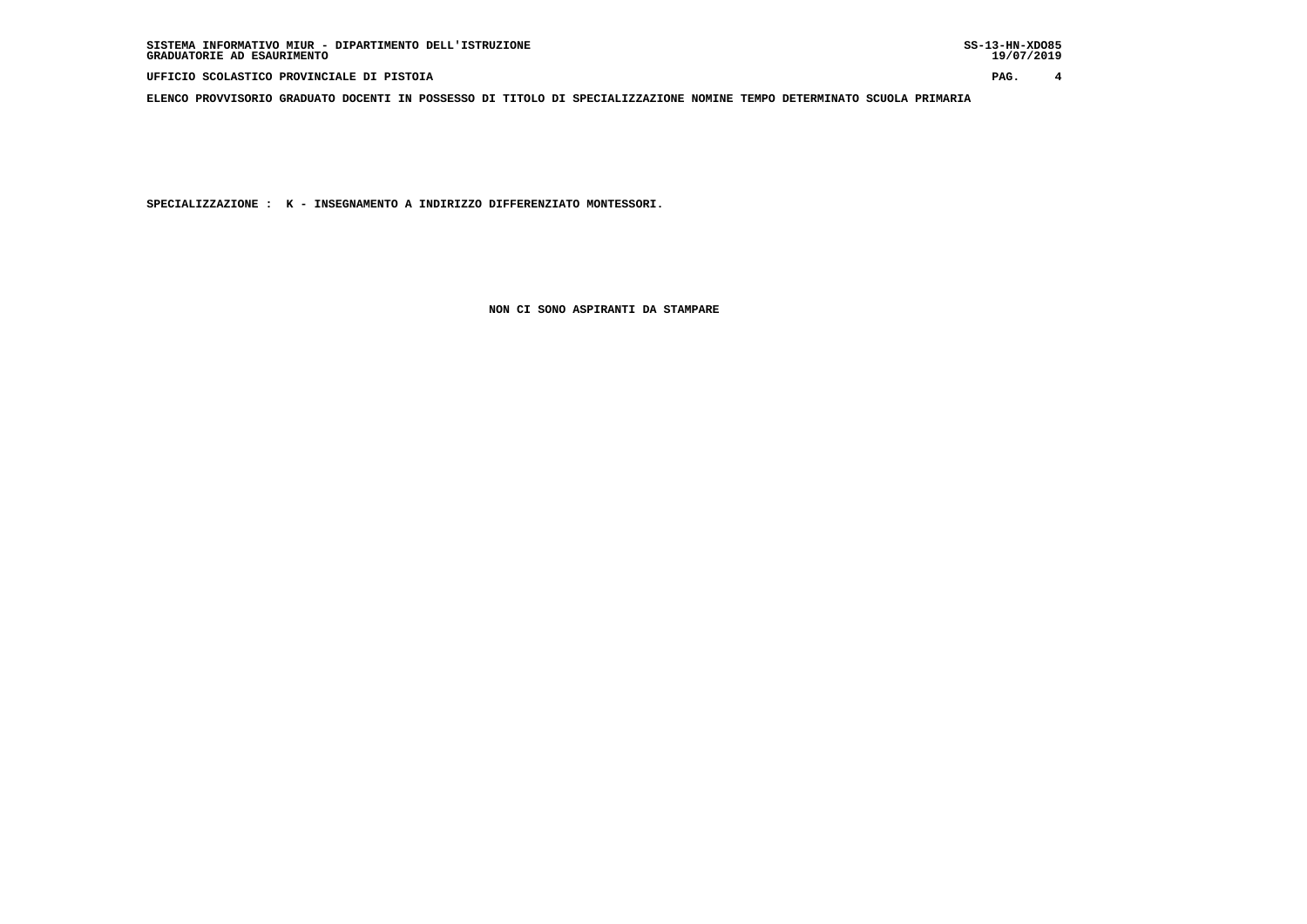ELENCO PROVVISORIO GRADUATO DOCENTI IN POSSESSO DI TITOLO DI SPECIALIZZAZIONE NOMINE TEMPO DETERMINATO SCUOLA PRIMARIA

SPECIALIZZAZIONE : K - INSEGNAMENTO A INDIRIZZO DIFFERENZIATO MONTESSORI.

NON CI SONO ASPIRANTI DA STAMPARE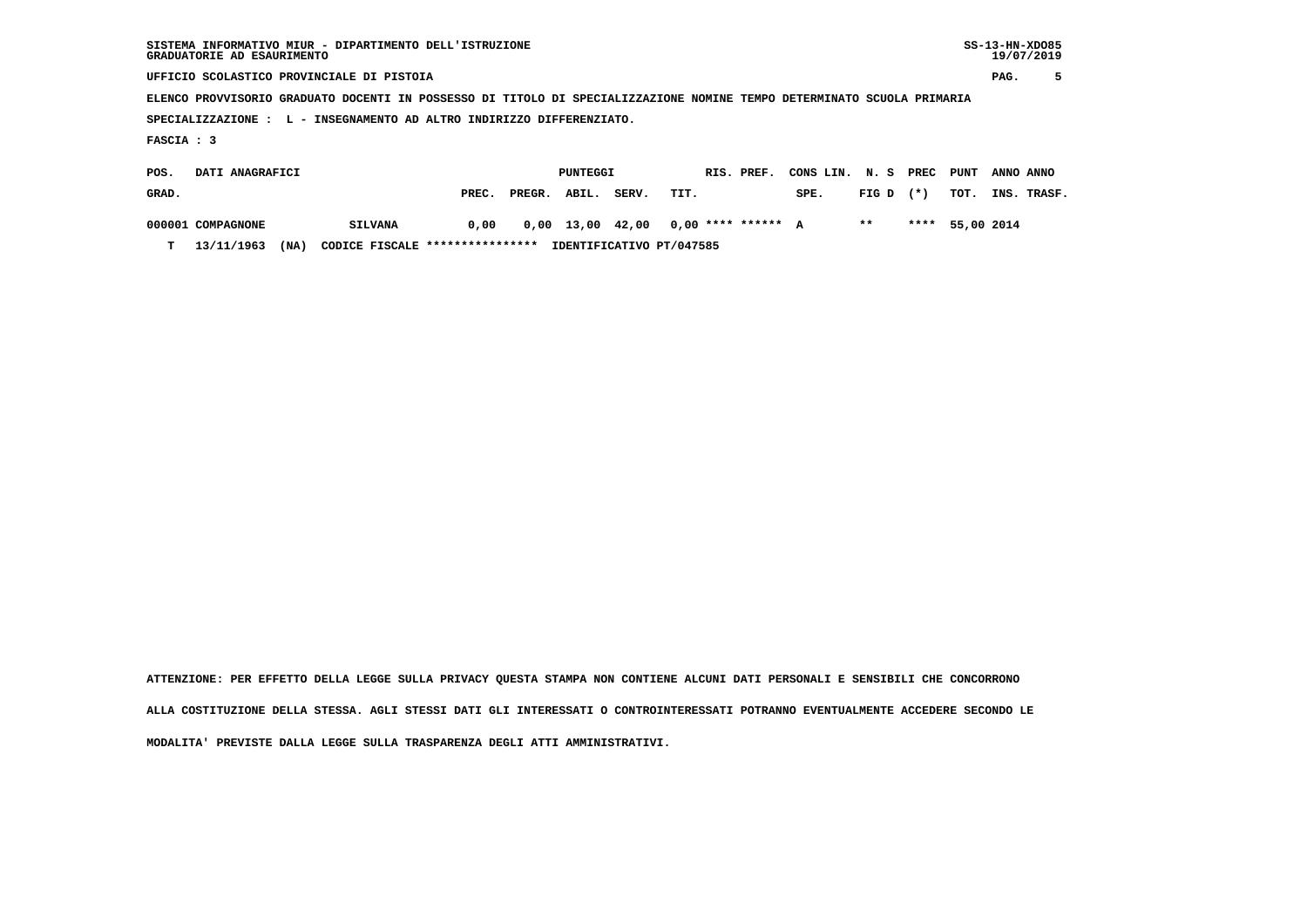SISTEMA INFORMATIVO MIUR - DIPARTIMENTO DELL'ISTRUZIONE
GRADUATORIE AD ESAURIMENTO

SS-13-HN-XDO85
19/07/2019

UFFICIO SCOLASTICO PROVINCIALE DI PISTOIA

**ELENCO PROVVISORIO GRADUATO DOCENTI IN POSSESSO DI TITOLO DI SPECIALIZZAZIONE NOMINE TEMPO DETERMINATO SCUOLA PRIMARIA**

**SPECIALIZZAZIONE : L - INSEGNAMENTO AD ALTRO INDIRIZZO DIFFERENZIATO.**

**FASCIA : 3**

| POS. GRAD. | DATI ANAGRAFICI | | PUNTEGGI PREC. | PREGR. | ABIL. | SERV. | TIT. | RIS. | PREF. | CONS LIN. SPE. | N. S FIG D | PREC (*) | PUNT TOT. | ANNO INS. | ANNO TRASF. |
|---|---|---|---|---|---|---|---|---|---|---|---|---|---|---|---|
| 000001 | COMPAGNONE | SILVANA | 0,00 | 0,00 | 13,00 | 42,00 | 0,00 | **** | ****** | A | ** | **** | 55,00 | 2014 | |
| T | 13/11/1963 (NA) | CODICE FISCALE **************** | IDENTIFICATIVO PT/047585 | | | | | | | | | | | | |

ATTENZIONE: PER EFFETTO DELLA LEGGE SULLA PRIVACY QUESTA STAMPA NON CONTIENE ALCUNI DATI PERSONALI E SENSIBILI CHE CONCORRONO ALLA COSTITUZIONE DELLA STESSA. AGLI STESSI DATI GLI INTERESSATI O CONTROINTERESSATI POTRANNO EVENTUALMENTE ACCEDERE SECONDO LE MODALITA' PREVISTE DALLA LEGGE SULLA TRASPARENZA DEGLI ATTI AMMINISTRATIVI.